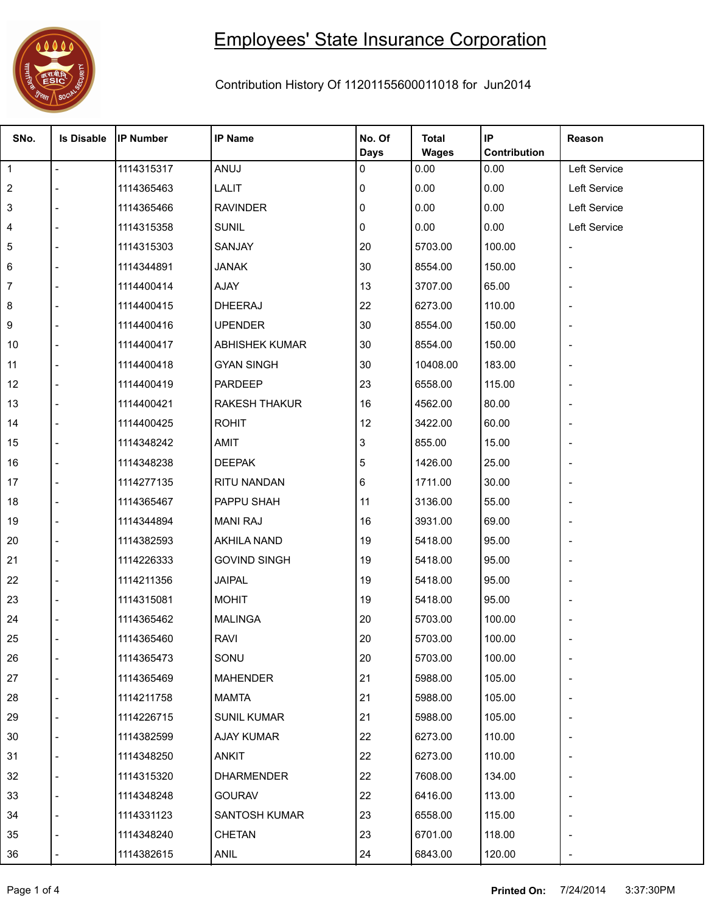# Employees' State Insurance Corporation

Contribution History Of 11201155600011018 for Jun2014

| SNo. | Is Disable | IP Number | IP Name | No. Of Days | Total Wages | IP Contribution | Reason |
|---|---|---|---|---|---|---|---|
| 1 | - | 1114315317 | ANUJ | 0 | 0.00 | 0.00 | Left Service |
| 2 | - | 1114365463 | LALIT | 0 | 0.00 | 0.00 | Left Service |
| 3 | - | 1114365466 | RAVINDER | 0 | 0.00 | 0.00 | Left Service |
| 4 | - | 1114315358 | SUNIL | 0 | 0.00 | 0.00 | Left Service |
| 5 | - | 1114315303 | SANJAY | 20 | 5703.00 | 100.00 | - |
| 6 | - | 1114344891 | JANAK | 30 | 8554.00 | 150.00 | - |
| 7 | - | 1114400414 | AJAY | 13 | 3707.00 | 65.00 | - |
| 8 | - | 1114400415 | DHEERAJ | 22 | 6273.00 | 110.00 | - |
| 9 | - | 1114400416 | UPENDER | 30 | 8554.00 | 150.00 | - |
| 10 | - | 1114400417 | ABHISHEK KUMAR | 30 | 8554.00 | 150.00 | - |
| 11 | - | 1114400418 | GYAN SINGH | 30 | 10408.00 | 183.00 | - |
| 12 | - | 1114400419 | PARDEEP | 23 | 6558.00 | 115.00 | - |
| 13 | - | 1114400421 | RAKESH THAKUR | 16 | 4562.00 | 80.00 | - |
| 14 | - | 1114400425 | ROHIT | 12 | 3422.00 | 60.00 | - |
| 15 | - | 1114348242 | AMIT | 3 | 855.00 | 15.00 | - |
| 16 | - | 1114348238 | DEEPAK | 5 | 1426.00 | 25.00 | - |
| 17 | - | 1114277135 | RITU NANDAN | 6 | 1711.00 | 30.00 | - |
| 18 | - | 1114365467 | PAPPU SHAH | 11 | 3136.00 | 55.00 | - |
| 19 | - | 1114344894 | MANI RAJ | 16 | 3931.00 | 69.00 | - |
| 20 | - | 1114382593 | AKHILA NAND | 19 | 5418.00 | 95.00 | - |
| 21 | - | 1114226333 | GOVIND SINGH | 19 | 5418.00 | 95.00 | - |
| 22 | - | 1114211356 | JAIPAL | 19 | 5418.00 | 95.00 | - |
| 23 | - | 1114315081 | MOHIT | 19 | 5418.00 | 95.00 | - |
| 24 | - | 1114365462 | MALINGA | 20 | 5703.00 | 100.00 | - |
| 25 | - | 1114365460 | RAVI | 20 | 5703.00 | 100.00 | - |
| 26 | - | 1114365473 | SONU | 20 | 5703.00 | 100.00 | - |
| 27 | - | 1114365469 | MAHENDER | 21 | 5988.00 | 105.00 | - |
| 28 | - | 1114211758 | MAMTA | 21 | 5988.00 | 105.00 | - |
| 29 | - | 1114226715 | SUNIL KUMAR | 21 | 5988.00 | 105.00 | - |
| 30 | - | 1114382599 | AJAY KUMAR | 22 | 6273.00 | 110.00 | - |
| 31 | - | 1114348250 | ANKIT | 22 | 6273.00 | 110.00 | - |
| 32 | - | 1114315320 | DHARMENDER | 22 | 7608.00 | 134.00 | - |
| 33 | - | 1114348248 | GOURAV | 22 | 6416.00 | 113.00 | - |
| 34 | - | 1114331123 | SANTOSH KUMAR | 23 | 6558.00 | 115.00 | - |
| 35 | - | 1114348240 | CHETAN | 23 | 6701.00 | 118.00 | - |
| 36 | - | 1114382615 | ANIL | 24 | 6843.00 | 120.00 | - |

Printed On: 7/24/2014 3:37:30PM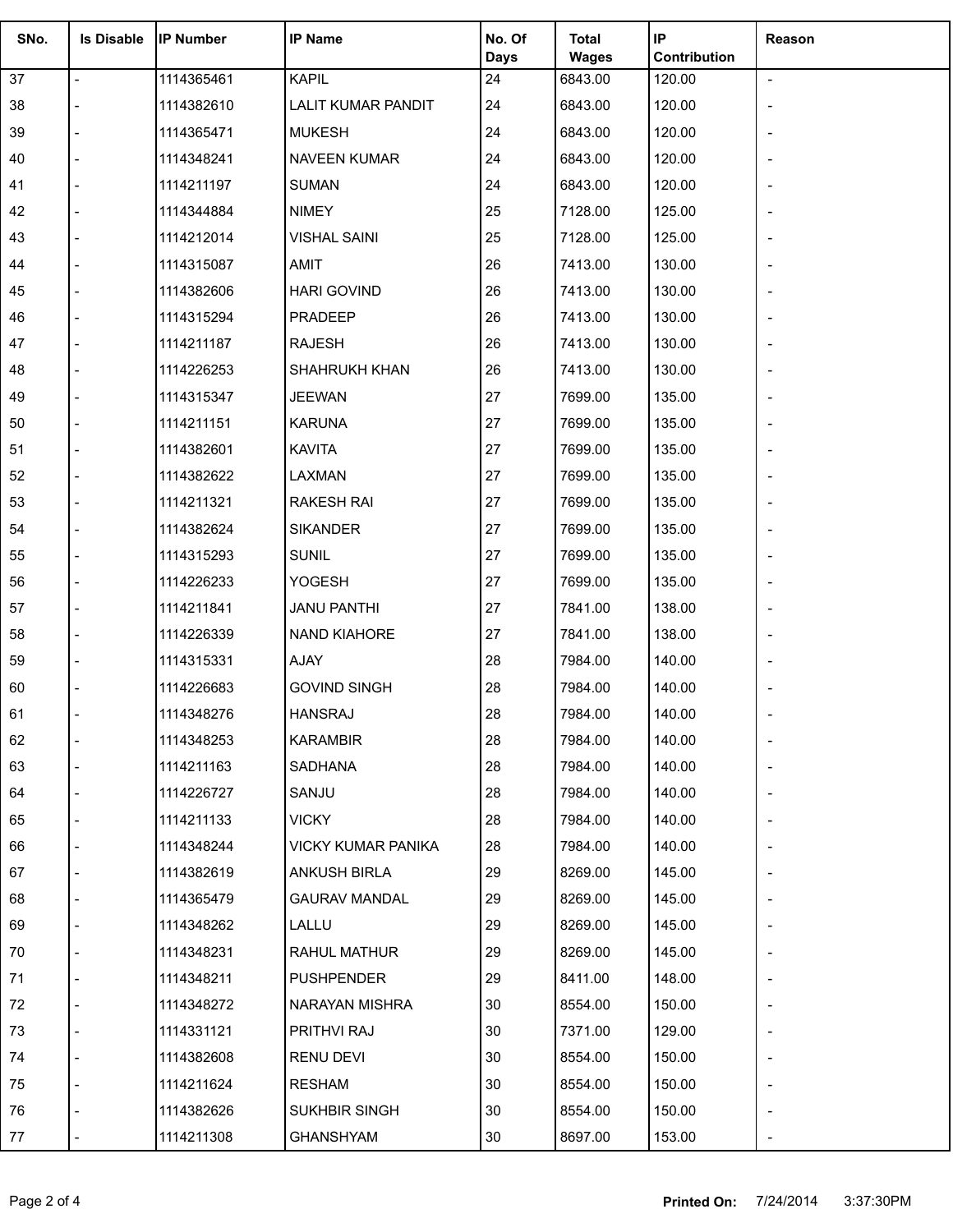| SNo. | Is Disable | IP Number | IP Name | No. Of Days | Total Wages | IP Contribution | Reason |
|---|---|---|---|---|---|---|---|
| 37 | - | 1114365461 | KAPIL | 24 | 6843.00 | 120.00 | - |
| 38 | - | 1114382610 | LALIT KUMAR PANDIT | 24 | 6843.00 | 120.00 | - |
| 39 | - | 1114365471 | MUKESH | 24 | 6843.00 | 120.00 | - |
| 40 | - | 1114348241 | NAVEEN KUMAR | 24 | 6843.00 | 120.00 | - |
| 41 | - | 1114211197 | SUMAN | 24 | 6843.00 | 120.00 | - |
| 42 | - | 1114344884 | NIMEY | 25 | 7128.00 | 125.00 | - |
| 43 | - | 1114212014 | VISHAL SAINI | 25 | 7128.00 | 125.00 | - |
| 44 | - | 1114315087 | AMIT | 26 | 7413.00 | 130.00 | - |
| 45 | - | 1114382606 | HARI GOVIND | 26 | 7413.00 | 130.00 | - |
| 46 | - | 1114315294 | PRADEEP | 26 | 7413.00 | 130.00 | - |
| 47 | - | 1114211187 | RAJESH | 26 | 7413.00 | 130.00 | - |
| 48 | - | 1114226253 | SHAHRUKH KHAN | 26 | 7413.00 | 130.00 | - |
| 49 | - | 1114315347 | JEEWAN | 27 | 7699.00 | 135.00 | - |
| 50 | - | 1114211151 | KARUNA | 27 | 7699.00 | 135.00 | - |
| 51 | - | 1114382601 | KAVITA | 27 | 7699.00 | 135.00 | - |
| 52 | - | 1114382622 | LAXMAN | 27 | 7699.00 | 135.00 | - |
| 53 | - | 1114211321 | RAKESH RAI | 27 | 7699.00 | 135.00 | - |
| 54 | - | 1114382624 | SIKANDER | 27 | 7699.00 | 135.00 | - |
| 55 | - | 1114315293 | SUNIL | 27 | 7699.00 | 135.00 | - |
| 56 | - | 1114226233 | YOGESH | 27 | 7699.00 | 135.00 | - |
| 57 | - | 1114211841 | JANU PANTHI | 27 | 7841.00 | 138.00 | - |
| 58 | - | 1114226339 | NAND KIAHORE | 27 | 7841.00 | 138.00 | - |
| 59 | - | 1114315331 | AJAY | 28 | 7984.00 | 140.00 | - |
| 60 | - | 1114226683 | GOVIND SINGH | 28 | 7984.00 | 140.00 | - |
| 61 | - | 1114348276 | HANSRAJ | 28 | 7984.00 | 140.00 | - |
| 62 | - | 1114348253 | KARAMBIR | 28 | 7984.00 | 140.00 | - |
| 63 | - | 1114211163 | SADHANA | 28 | 7984.00 | 140.00 | - |
| 64 | - | 1114226727 | SANJU | 28 | 7984.00 | 140.00 | - |
| 65 | - | 1114211133 | VICKY | 28 | 7984.00 | 140.00 | - |
| 66 | - | 1114348244 | VICKY KUMAR PANIKA | 28 | 7984.00 | 140.00 | - |
| 67 | - | 1114382619 | ANKUSH BIRLA | 29 | 8269.00 | 145.00 | - |
| 68 | - | 1114365479 | GAURAV MANDAL | 29 | 8269.00 | 145.00 | - |
| 69 | - | 1114348262 | LALLU | 29 | 8269.00 | 145.00 | - |
| 70 | - | 1114348231 | RAHUL MATHUR | 29 | 8269.00 | 145.00 | - |
| 71 | - | 1114348211 | PUSHPENDER | 29 | 8411.00 | 148.00 | - |
| 72 | - | 1114348272 | NARAYAN MISHRA | 30 | 8554.00 | 150.00 | - |
| 73 | - | 1114331121 | PRITHVI RAJ | 30 | 7371.00 | 129.00 | - |
| 74 | - | 1114382608 | RENU DEVI | 30 | 8554.00 | 150.00 | - |
| 75 | - | 1114211624 | RESHAM | 30 | 8554.00 | 150.00 | - |
| 76 | - | 1114382626 | SUKHBIR SINGH | 30 | 8554.00 | 150.00 | - |
| 77 | - | 1114211308 | GHANSHYAM | 30 | 8697.00 | 153.00 | - |

**Printed On:** 7/24/2014 3:37:30PM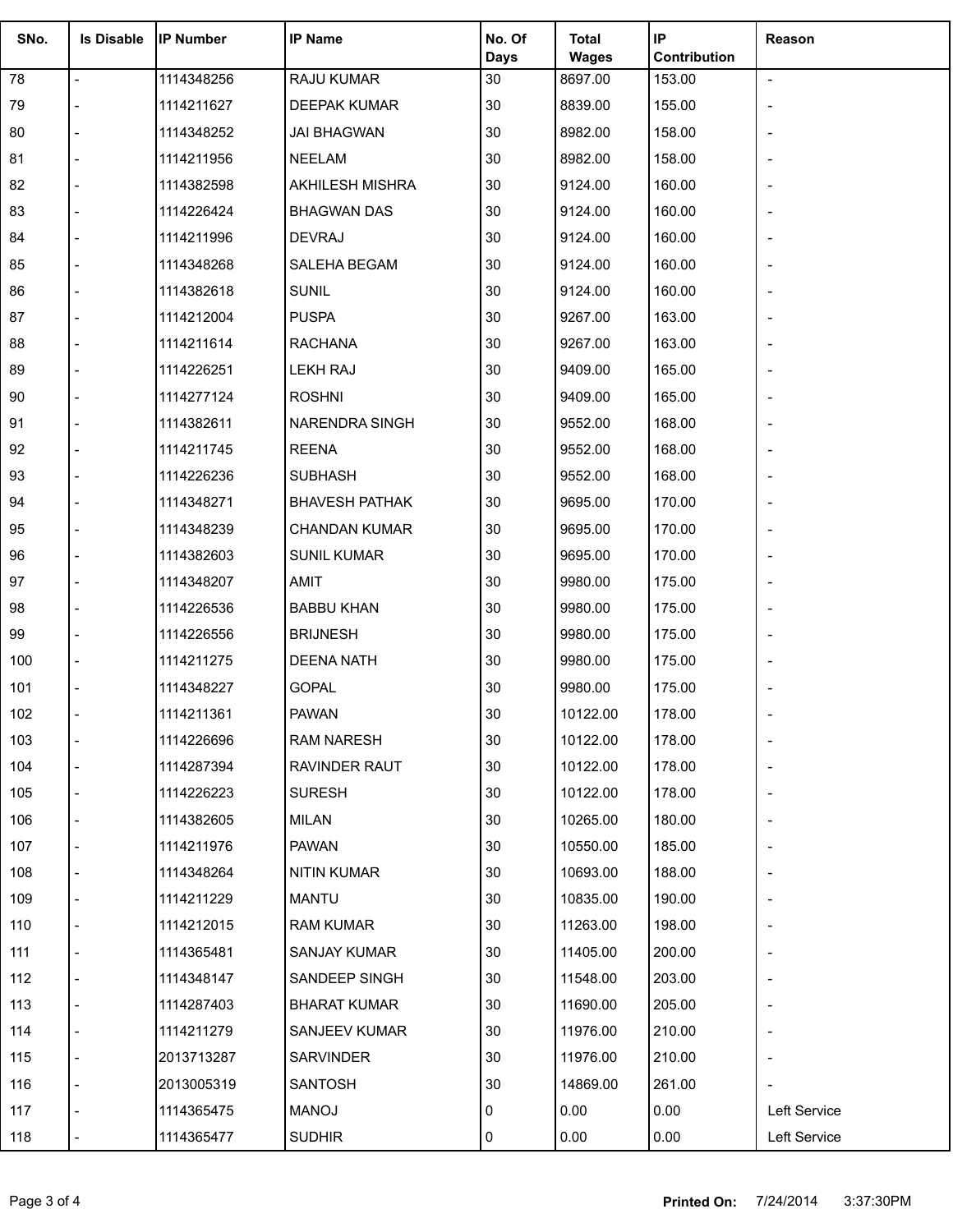| SNo. | Is Disable | IP Number | IP Name | No. Of Days | Total Wages | IP Contribution | Reason |
|---|---|---|---|---|---|---|---|
| 78 | - | 1114348256 | RAJU KUMAR | 30 | 8697.00 | 153.00 | - |
| 79 | - | 1114211627 | DEEPAK KUMAR | 30 | 8839.00 | 155.00 | - |
| 80 | - | 1114348252 | JAI BHAGWAN | 30 | 8982.00 | 158.00 | - |
| 81 | - | 1114211956 | NEELAM | 30 | 8982.00 | 158.00 | - |
| 82 | - | 1114382598 | AKHILESH MISHRA | 30 | 9124.00 | 160.00 | - |
| 83 | - | 1114226424 | BHAGWAN DAS | 30 | 9124.00 | 160.00 | - |
| 84 | - | 1114211996 | DEVRAJ | 30 | 9124.00 | 160.00 | - |
| 85 | - | 1114348268 | SALEHA BEGAM | 30 | 9124.00 | 160.00 | - |
| 86 | - | 1114382618 | SUNIL | 30 | 9124.00 | 160.00 | - |
| 87 | - | 1114212004 | PUSPA | 30 | 9267.00 | 163.00 | - |
| 88 | - | 1114211614 | RACHANA | 30 | 9267.00 | 163.00 | - |
| 89 | - | 1114226251 | LEKH RAJ | 30 | 9409.00 | 165.00 | - |
| 90 | - | 1114277124 | ROSHNI | 30 | 9409.00 | 165.00 | - |
| 91 | - | 1114382611 | NARENDRA SINGH | 30 | 9552.00 | 168.00 | - |
| 92 | - | 1114211745 | REENA | 30 | 9552.00 | 168.00 | - |
| 93 | - | 1114226236 | SUBHASH | 30 | 9552.00 | 168.00 | - |
| 94 | - | 1114348271 | BHAVESH PATHAK | 30 | 9695.00 | 170.00 | - |
| 95 | - | 1114348239 | CHANDAN KUMAR | 30 | 9695.00 | 170.00 | - |
| 96 | - | 1114382603 | SUNIL KUMAR | 30 | 9695.00 | 170.00 | - |
| 97 | - | 1114348207 | AMIT | 30 | 9980.00 | 175.00 | - |
| 98 | - | 1114226536 | BABBU KHAN | 30 | 9980.00 | 175.00 | - |
| 99 | - | 1114226556 | BRIJNESH | 30 | 9980.00 | 175.00 | - |
| 100 | - | 1114211275 | DEENA NATH | 30 | 9980.00 | 175.00 | - |
| 101 | - | 1114348227 | GOPAL | 30 | 9980.00 | 175.00 | - |
| 102 | - | 1114211361 | PAWAN | 30 | 10122.00 | 178.00 | - |
| 103 | - | 1114226696 | RAM NARESH | 30 | 10122.00 | 178.00 | - |
| 104 | - | 1114287394 | RAVINDER RAUT | 30 | 10122.00 | 178.00 | - |
| 105 | - | 1114226223 | SURESH | 30 | 10122.00 | 178.00 | - |
| 106 | - | 1114382605 | MILAN | 30 | 10265.00 | 180.00 | - |
| 107 | - | 1114211976 | PAWAN | 30 | 10550.00 | 185.00 | - |
| 108 | - | 1114348264 | NITIN KUMAR | 30 | 10693.00 | 188.00 | - |
| 109 | - | 1114211229 | MANTU | 30 | 10835.00 | 190.00 | - |
| 110 | - | 1114212015 | RAM KUMAR | 30 | 11263.00 | 198.00 | - |
| 111 | - | 1114365481 | SANJAY KUMAR | 30 | 11405.00 | 200.00 | - |
| 112 | - | 1114348147 | SANDEEP SINGH | 30 | 11548.00 | 203.00 | - |
| 113 | - | 1114287403 | BHARAT KUMAR | 30 | 11690.00 | 205.00 | - |
| 114 | - | 1114211279 | SANJEEV KUMAR | 30 | 11976.00 | 210.00 | - |
| 115 | - | 2013713287 | SARVINDER | 30 | 11976.00 | 210.00 | - |
| 116 | - | 2013005319 | SANTOSH | 30 | 14869.00 | 261.00 | - |
| 117 | - | 1114365475 | MANOJ | 0 | 0.00 | 0.00 | Left Service |
| 118 | - | 1114365477 | SUDHIR | 0 | 0.00 | 0.00 | Left Service |

**Printed On:** 7/24/2014 3:37:30PM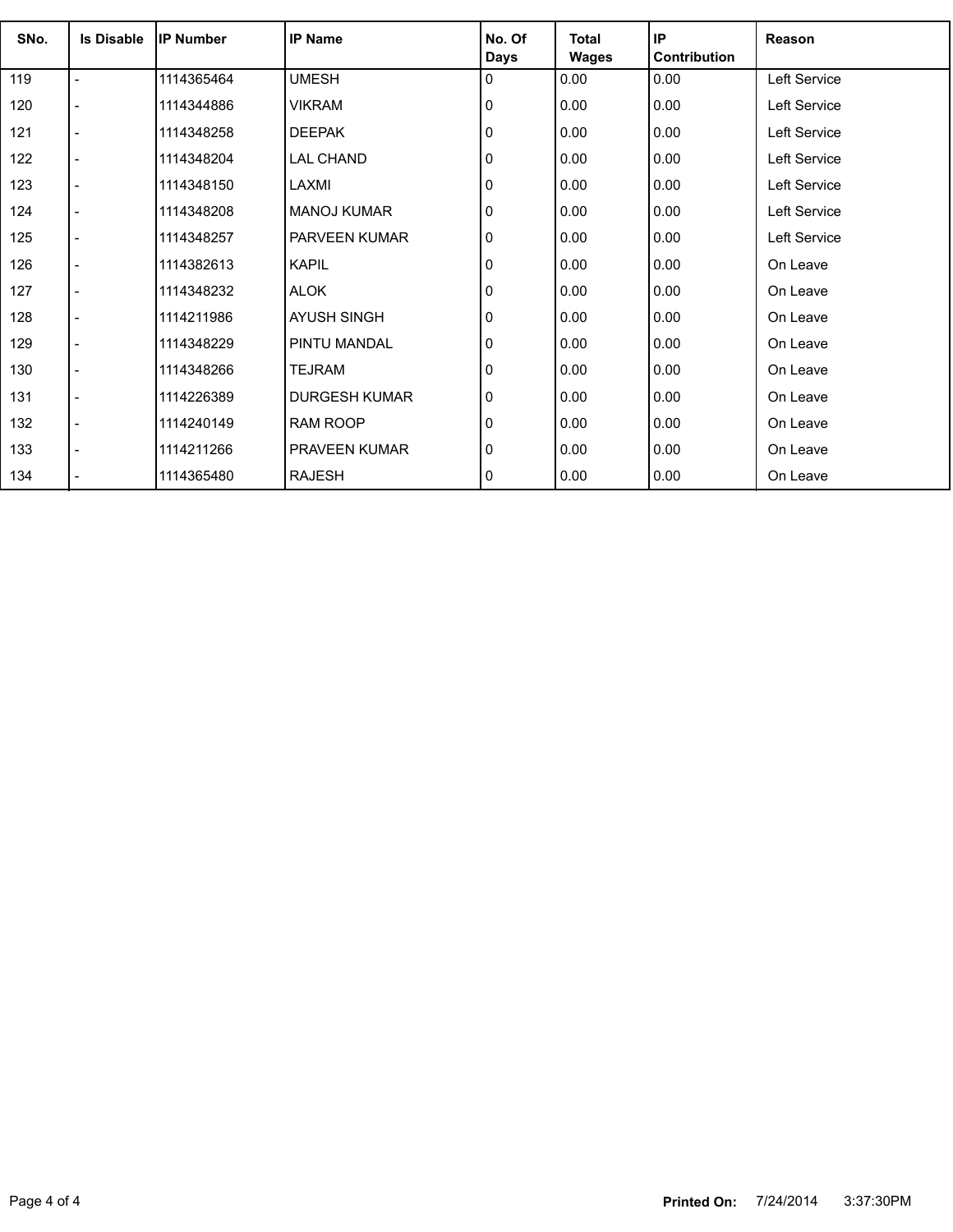| SNo. | Is Disable | IP Number | IP Name | No. Of Days | Total Wages | IP Contribution | Reason |
|---|---|---|---|---|---|---|---|
| 119 | - | 1114365464 | UMESH | 0 | 0.00 | 0.00 | Left Service |
| 120 | - | 1114344886 | VIKRAM | 0 | 0.00 | 0.00 | Left Service |
| 121 | - | 1114348258 | DEEPAK | 0 | 0.00 | 0.00 | Left Service |
| 122 | - | 1114348204 | LAL CHAND | 0 | 0.00 | 0.00 | Left Service |
| 123 | - | 1114348150 | LAXMI | 0 | 0.00 | 0.00 | Left Service |
| 124 | - | 1114348208 | MANOJ KUMAR | 0 | 0.00 | 0.00 | Left Service |
| 125 | - | 1114348257 | PARVEEN KUMAR | 0 | 0.00 | 0.00 | Left Service |
| 126 | - | 1114382613 | KAPIL | 0 | 0.00 | 0.00 | On Leave |
| 127 | - | 1114348232 | ALOK | 0 | 0.00 | 0.00 | On Leave |
| 128 | - | 1114211986 | AYUSH SINGH | 0 | 0.00 | 0.00 | On Leave |
| 129 | - | 1114348229 | PINTU MANDAL | 0 | 0.00 | 0.00 | On Leave |
| 130 | - | 1114348266 | TEJRAM | 0 | 0.00 | 0.00 | On Leave |
| 131 | - | 1114226389 | DURGESH KUMAR | 0 | 0.00 | 0.00 | On Leave |
| 132 | - | 1114240149 | RAM ROOP | 0 | 0.00 | 0.00 | On Leave |
| 133 | - | 1114211266 | PRAVEEN KUMAR | 0 | 0.00 | 0.00 | On Leave |
| 134 | - | 1114365480 | RAJESH | 0 | 0.00 | 0.00 | On Leave |

**Printed On:** 7/24/2014 3:37:30PM